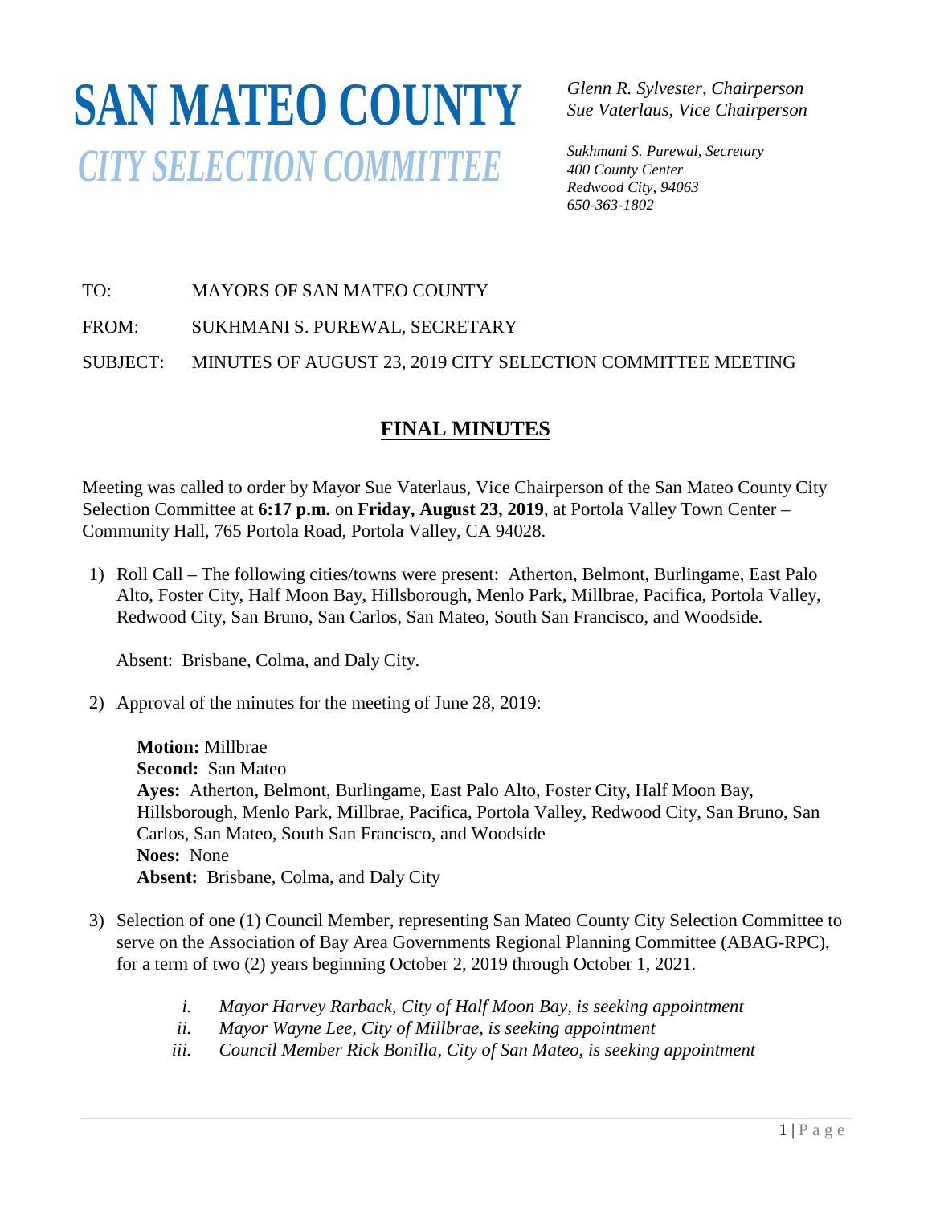# SAN MATEO COUNTY

## *CITY SELECTION COMMITTEE*

*Glenn R. Sylvester, Chairperson*
*Sue Vaterlaus, Vice Chairperson*

*Sukhmani S. Purewal, Secretary*
*400 County Center*
*Redwood City, 94063*
*650-363-1802*

TO: MAYORS OF SAN MATEO COUNTY

FROM: SUKHMANI S. PUREWAL, SECRETARY

SUBJECT: MINUTES OF AUGUST 23, 2019 CITY SELECTION COMMITTEE MEETING

## FINAL MINUTES

Meeting was called to order by Mayor Sue Vaterlaus, Vice Chairperson of the San Mateo County City Selection Committee at **6:17 p.m.** on **Friday, August 23, 2019**, at Portola Valley Town Center – Community Hall, 765 Portola Road, Portola Valley, CA 94028.

1) Roll Call – The following cities/towns were present: Atherton, Belmont, Burlingame, East Palo Alto, Foster City, Half Moon Bay, Hillsborough, Menlo Park, Millbrae, Pacifica, Portola Valley, Redwood City, San Bruno, San Carlos, San Mateo, South San Francisco, and Woodside.

   Absent: Brisbane, Colma, and Daly City.

2) Approval of the minutes for the meeting of June 28, 2019:

   **Motion:** Millbrae
   **Second:** San Mateo
   **Ayes:** Atherton, Belmont, Burlingame, East Palo Alto, Foster City, Half Moon Bay, Hillsborough, Menlo Park, Millbrae, Pacifica, Portola Valley, Redwood City, San Bruno, San Carlos, San Mateo, South San Francisco, and Woodside
   **Noes:** None
   **Absent:** Brisbane, Colma, and Daly City

3) Selection of one (1) Council Member, representing San Mateo County City Selection Committee to serve on the Association of Bay Area Governments Regional Planning Committee (ABAG-RPC), for a term of two (2) years beginning October 2, 2019 through October 1, 2021.

   i. *Mayor Harvey Rarback, City of Half Moon Bay, is seeking appointment*
   ii. *Mayor Wayne Lee, City of Millbrae, is seeking appointment*
   iii. *Council Member Rick Bonilla, City of San Mateo, is seeking appointment*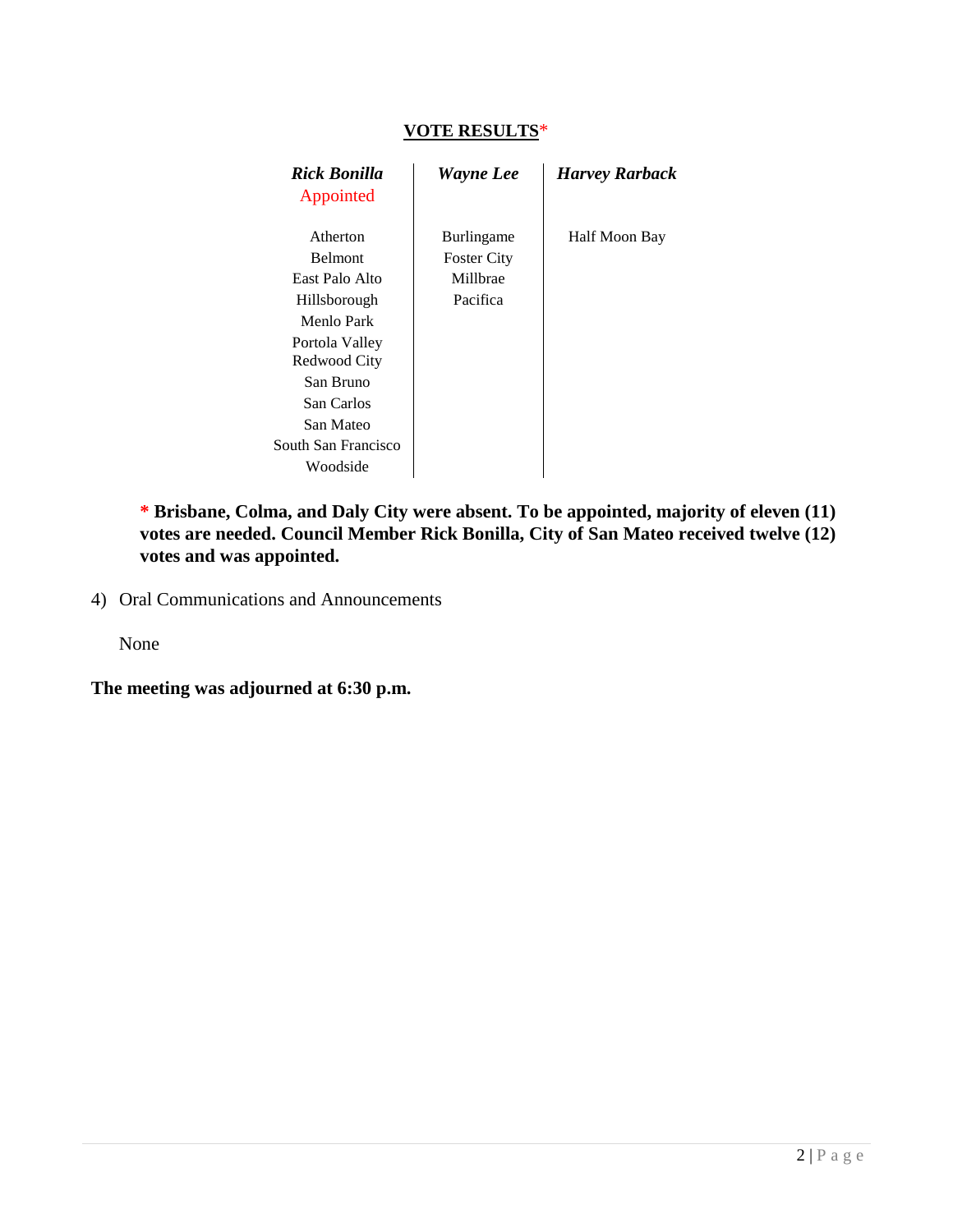**VOTE RESULTS***

| ***Rick Bonilla*** Appointed | ***Wayne Lee*** | ***Harvey Rarback*** |
| --- | --- | --- |
| Atherton | Burlingame | Half Moon Bay |
| Belmont | Foster City | |
| East Palo Alto | Millbrae | |
| Hillsborough | Pacifica | |
| Menlo Park | | |
| Portola Valley | | |
| Redwood City | | |
| San Bruno | | |
| San Carlos | | |
| San Mateo | | |
| South San Francisco | | |
| Woodside | | |

**\* Brisbane, Colma, and Daly City were absent. To be appointed, majority of eleven (11) votes are needed. Council Member Rick Bonilla, City of San Mateo received twelve (12) votes and was appointed.**

4) Oral Communications and Announcements

None

**The meeting was adjourned at 6:30 p.m.**